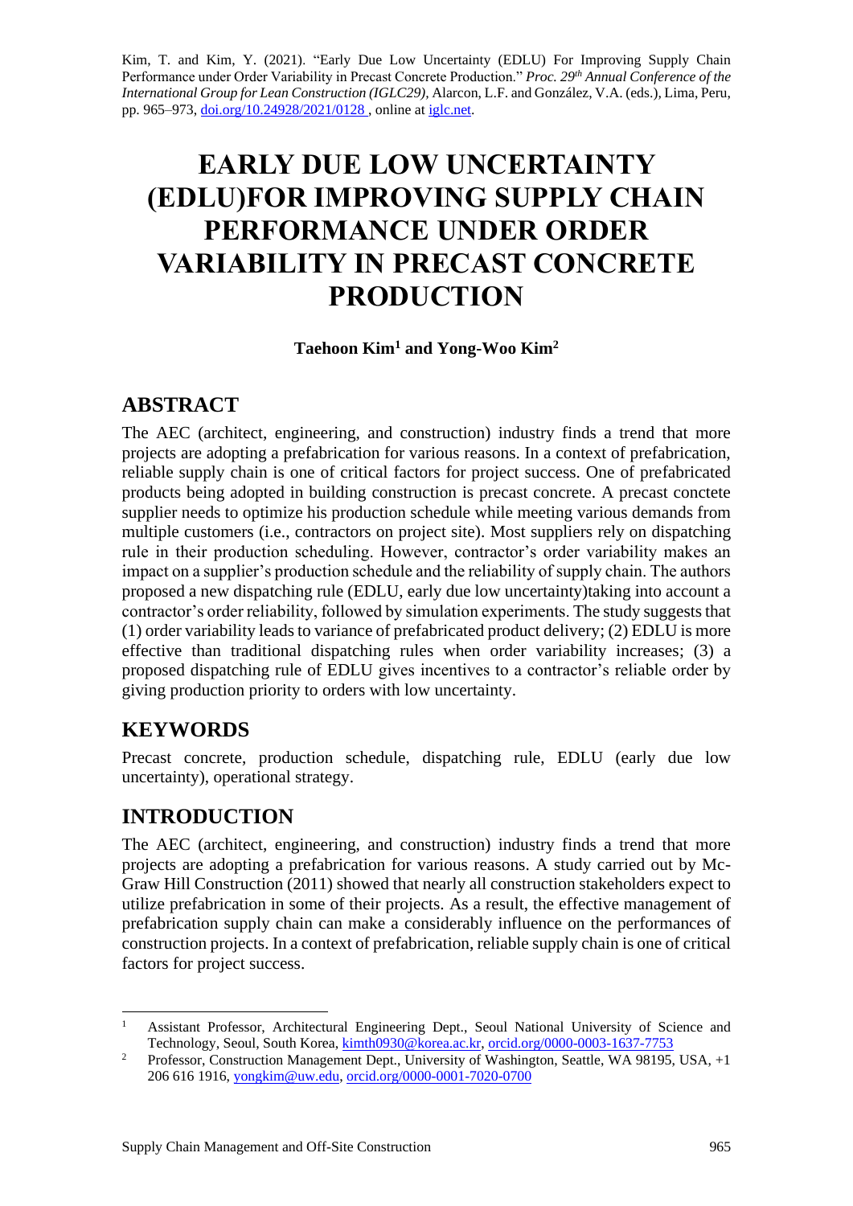Kim, T. and Kim, Y. (2021). "Early Due Low Uncertainty (EDLU) For Improving Supply Chain Performance under Order Variability in Precast Concrete Production." *Proc. 29th Annual Conference of the International Group for Lean Construction (IGLC29),* Alarcon, L.F. and González, V.A. (eds.), Lima, Peru, pp. 965–973, doi.org/10.24928/2021/0128 , online at iglc.net.

# EARLY DUE LOW UNCERTAINTY (EDLU)FOR IMPROVING SUPPLY CHAIN PERFORMANCE UNDER ORDER VARIABILITY IN PRECAST CONCRETE PRODUCTION

**Taehoon Kim[1] and Yong-Woo Kim[2]**

## ABSTRACT

The AEC (architect, engineering, and construction) industry finds a trend that more projects are adopting a prefabrication for various reasons. In a context of prefabrication, reliable supply chain is one of critical factors for project success. One of prefabricated products being adopted in building construction is precast concrete. A precast conctete supplier needs to optimize his production schedule while meeting various demands from multiple customers (i.e., contractors on project site). Most suppliers rely on dispatching rule in their production scheduling. However, contractor's order variability makes an impact on a supplier's production schedule and the reliability of supply chain. The authors proposed a new dispatching rule (EDLU, early due low uncertainty)taking into account a contractor's order reliability, followed by simulation experiments. The study suggests that (1) order variability leads to variance of prefabricated product delivery; (2) EDLU is more effective than traditional dispatching rules when order variability increases; (3) a proposed dispatching rule of EDLU gives incentives to a contractor's reliable order by giving production priority to orders with low uncertainty.

## KEYWORDS

Precast concrete, production schedule, dispatching rule, EDLU (early due low uncertainty), operational strategy.

## INTRODUCTION

The AEC (architect, engineering, and construction) industry finds a trend that more projects are adopting a prefabrication for various reasons. A study carried out by Mc-Graw Hill Construction (2011) showed that nearly all construction stakeholders expect to utilize prefabrication in some of their projects. As a result, the effective management of prefabrication supply chain can make a considerably influence on the performances of construction projects. In a context of prefabrication, reliable supply chain is one of critical factors for project success.

---

[1] Assistant Professor, Architectural Engineering Dept., Seoul National University of Science and Technology, Seoul, South Korea, kimth0930@korea.ac.kr, orcid.org/0000-0003-1637-7753

[2] Professor, Construction Management Dept., University of Washington, Seattle, WA 98195, USA, +1 206 616 1916, yongkim@uw.edu, orcid.org/0000-0001-7020-0700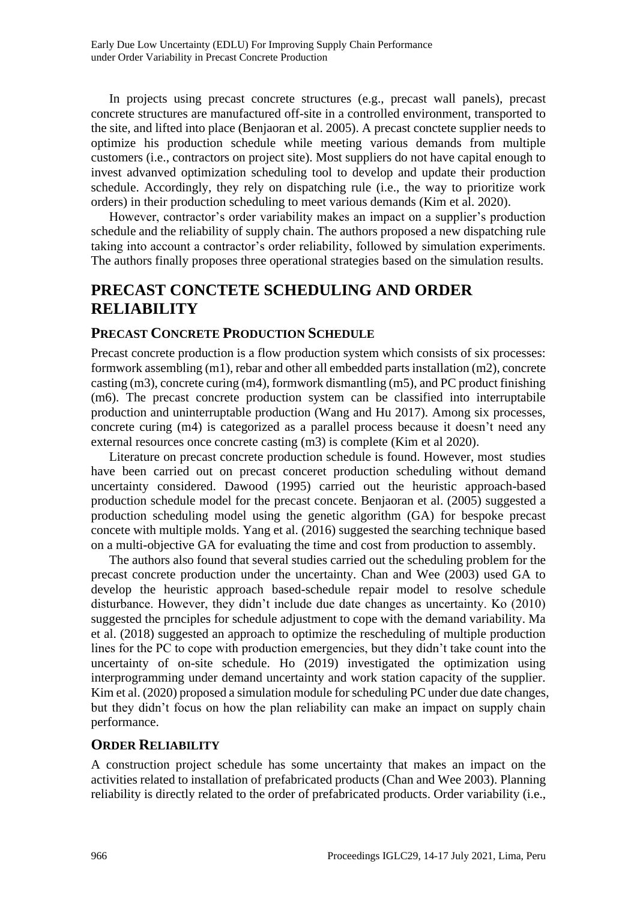In projects using precast concrete structures (e.g., precast wall panels), precast concrete structures are manufactured off-site in a controlled environment, transported to the site, and lifted into place (Benjaoran et al. 2005). A precast conctete supplier needs to optimize his production schedule while meeting various demands from multiple customers (i.e., contractors on project site). Most suppliers do not have capital enough to invest advanved optimization scheduling tool to develop and update their production schedule. Accordingly, they rely on dispatching rule (i.e., the way to prioritize work orders) in their production scheduling to meet various demands (Kim et al. 2020).

However, contractor's order variability makes an impact on a supplier's production schedule and the reliability of supply chain. The authors proposed a new dispatching rule taking into account a contractor's order reliability, followed by simulation experiments. The authors finally proposes three operational strategies based on the simulation results.

# PRECAST CONCTETE SCHEDULING AND ORDER RELIABILITY

## PRECAST CONCRETE PRODUCTION SCHEDULE

Precast concrete production is a flow production system which consists of six processes: formwork assembling (m1), rebar and other all embedded parts installation (m2), concrete casting (m3), concrete curing (m4), formwork dismantling (m5), and PC product finishing (m6). The precast concrete production system can be classified into interruptabile production and uninterruptable production (Wang and Hu 2017). Among six processes, concrete curing (m4) is categorized as a parallel process because it doesn't need any external resources once concrete casting (m3) is complete (Kim et al 2020).

Literature on precast concrete production schedule is found. However, most studies have been carried out on precast conceret production scheduling without demand uncertainty considered. Dawood (1995) carried out the heuristic approach-based production schedule model for the precast concete. Benjaoran et al. (2005) suggested a production scheduling model using the genetic algorithm (GA) for bespoke precast concete with multiple molds. Yang et al. (2016) suggested the searching technique based on a multi-objective GA for evaluating the time and cost from production to assembly.

The authors also found that several studies carried out the scheduling problem for the precast concrete production under the uncertainty. Chan and Wee (2003) used GA to develop the heuristic approach based-schedule repair model to resolve schedule disturbance. However, they didn't include due date changes as uncertainty. Ko (2010) suggested the prnciples for schedule adjustment to cope with the demand variability. Ma et al. (2018) suggested an approach to optimize the rescheduling of multiple production lines for the PC to cope with production emergencies, but they didn't take count into the uncertainty of on-site schedule. Ho (2019) investigated the optimization using interprogramming under demand uncertainty and work station capacity of the supplier. Kim et al. (2020) proposed a simulation module for scheduling PC under due date changes, but they didn't focus on how the plan reliability can make an impact on supply chain performance.

## ORDER RELIABILITY

A construction project schedule has some uncertainty that makes an impact on the activities related to installation of prefabricated products (Chan and Wee 2003). Planning reliability is directly related to the order of prefabricated products. Order variability (i.e.,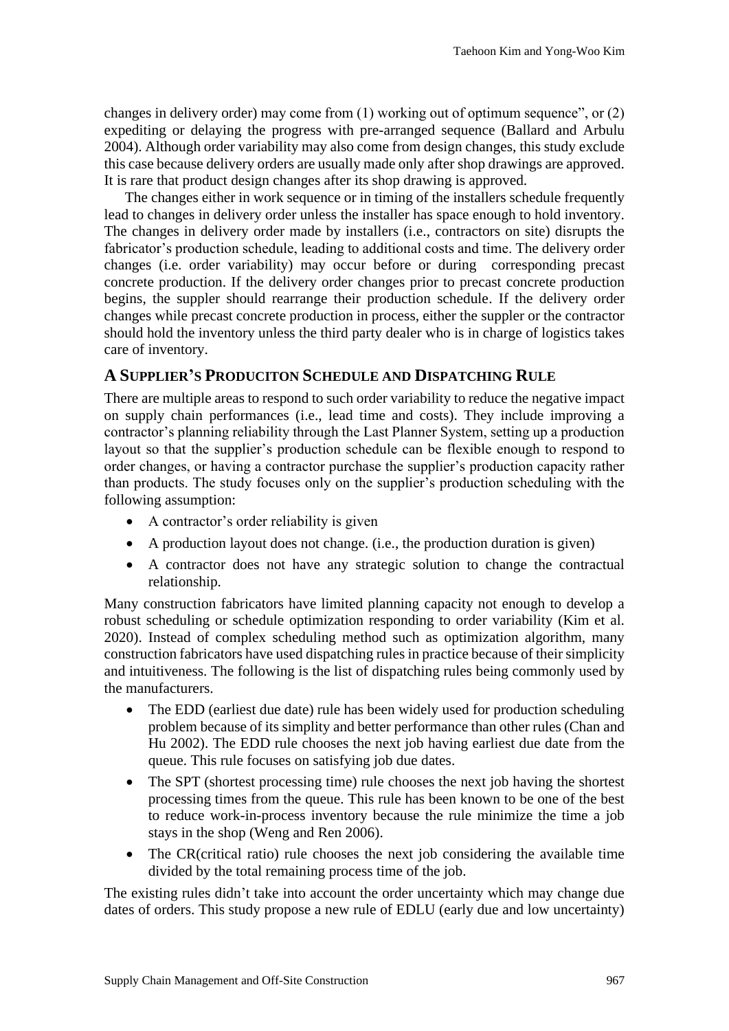changes in delivery order) may come from (1) working out of optimum sequence", or (2) expediting or delaying the progress with pre-arranged sequence (Ballard and Arbulu 2004). Although order variability may also come from design changes, this study exclude this case because delivery orders are usually made only after shop drawings are approved. It is rare that product design changes after its shop drawing is approved.

The changes either in work sequence or in timing of the installers schedule frequently lead to changes in delivery order unless the installer has space enough to hold inventory. The changes in delivery order made by installers (i.e., contractors on site) disrupts the fabricator's production schedule, leading to additional costs and time. The delivery order changes (i.e. order variability) may occur before or during corresponding precast concrete production. If the delivery order changes prior to precast concrete production begins, the suppler should rearrange their production schedule. If the delivery order changes while precast concrete production in process, either the suppler or the contractor should hold the inventory unless the third party dealer who is in charge of logistics takes care of inventory.

## A Supplier's Produciton Schedule and Dispatching Rule

There are multiple areas to respond to such order variability to reduce the negative impact on supply chain performances (i.e., lead time and costs). They include improving a contractor's planning reliability through the Last Planner System, setting up a production layout so that the supplier's production schedule can be flexible enough to respond to order changes, or having a contractor purchase the supplier's production capacity rather than products. The study focuses only on the supplier's production scheduling with the following assumption:

- A contractor's order reliability is given
- A production layout does not change. (i.e., the production duration is given)
- A contractor does not have any strategic solution to change the contractual relationship.

Many construction fabricators have limited planning capacity not enough to develop a robust scheduling or schedule optimization responding to order variability (Kim et al. 2020). Instead of complex scheduling method such as optimization algorithm, many construction fabricators have used dispatching rules in practice because of their simplicity and intuitiveness. The following is the list of dispatching rules being commonly used by the manufacturers.

- The EDD (earliest due date) rule has been widely used for production scheduling problem because of its simplity and better performance than other rules (Chan and Hu 2002). The EDD rule chooses the next job having earliest due date from the queue. This rule focuses on satisfying job due dates.
- The SPT (shortest processing time) rule chooses the next job having the shortest processing times from the queue. This rule has been known to be one of the best to reduce work-in-process inventory because the rule minimize the time a job stays in the shop (Weng and Ren 2006).
- The CR(critical ratio) rule chooses the next job considering the available time divided by the total remaining process time of the job.

The existing rules didn't take into account the order uncertainty which may change due dates of orders. This study propose a new rule of EDLU (early due and low uncertainty)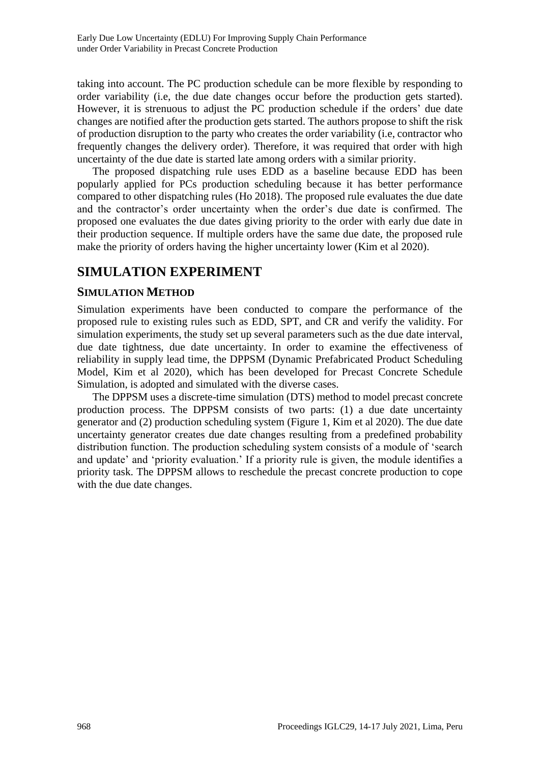taking into account. The PC production schedule can be more flexible by responding to order variability (i.e, the due date changes occur before the production gets started). However, it is strenuous to adjust the PC production schedule if the orders' due date changes are notified after the production gets started. The authors propose to shift the risk of production disruption to the party who creates the order variability (i.e, contractor who frequently changes the delivery order). Therefore, it was required that order with high uncertainty of the due date is started late among orders with a similar priority.

The proposed dispatching rule uses EDD as a baseline because EDD has been popularly applied for PCs production scheduling because it has better performance compared to other dispatching rules (Ho 2018). The proposed rule evaluates the due date and the contractor's order uncertainty when the order's due date is confirmed. The proposed one evaluates the due dates giving priority to the order with early due date in their production sequence. If multiple orders have the same due date, the proposed rule make the priority of orders having the higher uncertainty lower (Kim et al 2020).

# SIMULATION EXPERIMENT

## SIMULATION METHOD

Simulation experiments have been conducted to compare the performance of the proposed rule to existing rules such as EDD, SPT, and CR and verify the validity. For simulation experiments, the study set up several parameters such as the due date interval, due date tightness, due date uncertainty. In order to examine the effectiveness of reliability in supply lead time, the DPPSM (Dynamic Prefabricated Product Scheduling Model, Kim et al 2020), which has been developed for Precast Concrete Schedule Simulation, is adopted and simulated with the diverse cases.

The DPPSM uses a discrete-time simulation (DTS) method to model precast concrete production process. The DPPSM consists of two parts: (1) a due date uncertainty generator and (2) production scheduling system (Figure 1, Kim et al 2020). The due date uncertainty generator creates due date changes resulting from a predefined probability distribution function. The production scheduling system consists of a module of 'search and update' and 'priority evaluation.' If a priority rule is given, the module identifies a priority task. The DPPSM allows to reschedule the precast concrete production to cope with the due date changes.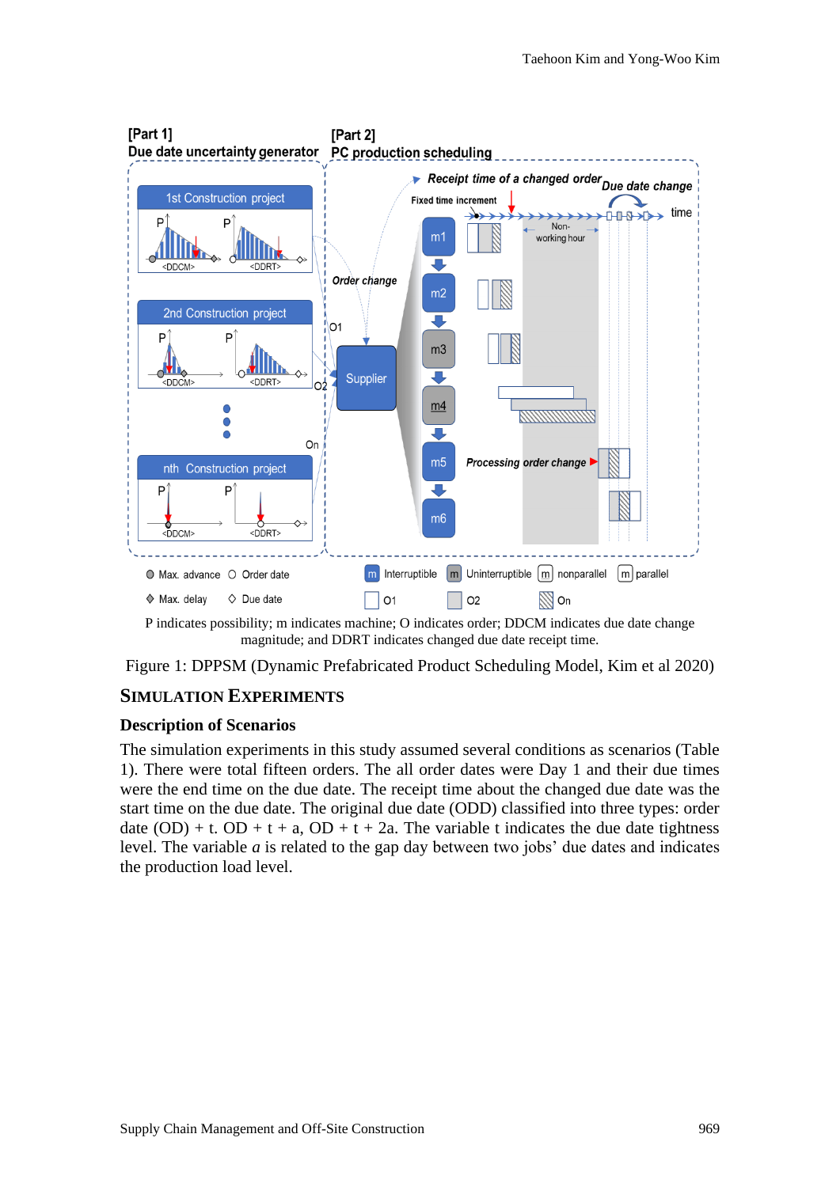P indicates possibility; m indicates machine; O indicates order; DDCM indicates due date change magnitude; and DDRT indicates changed due date receipt time.

Figure 1: DPPSM (Dynamic Prefabricated Product Scheduling Model, Kim et al 2020)

## SIMULATION EXPERIMENTS

### Description of Scenarios

The simulation experiments in this study assumed several conditions as scenarios (Table 1). There were total fifteen orders. The all order dates were Day 1 and their due times were the end time on the due date. The receipt time about the changed due date was the start time on the due date. The original due date (ODD) classified into three types: order date (OD) + t. OD + t + a, OD + t + 2a. The variable t indicates the due date tightness level. The variable *a* is related to the gap day between two jobs' due dates and indicates the production load level.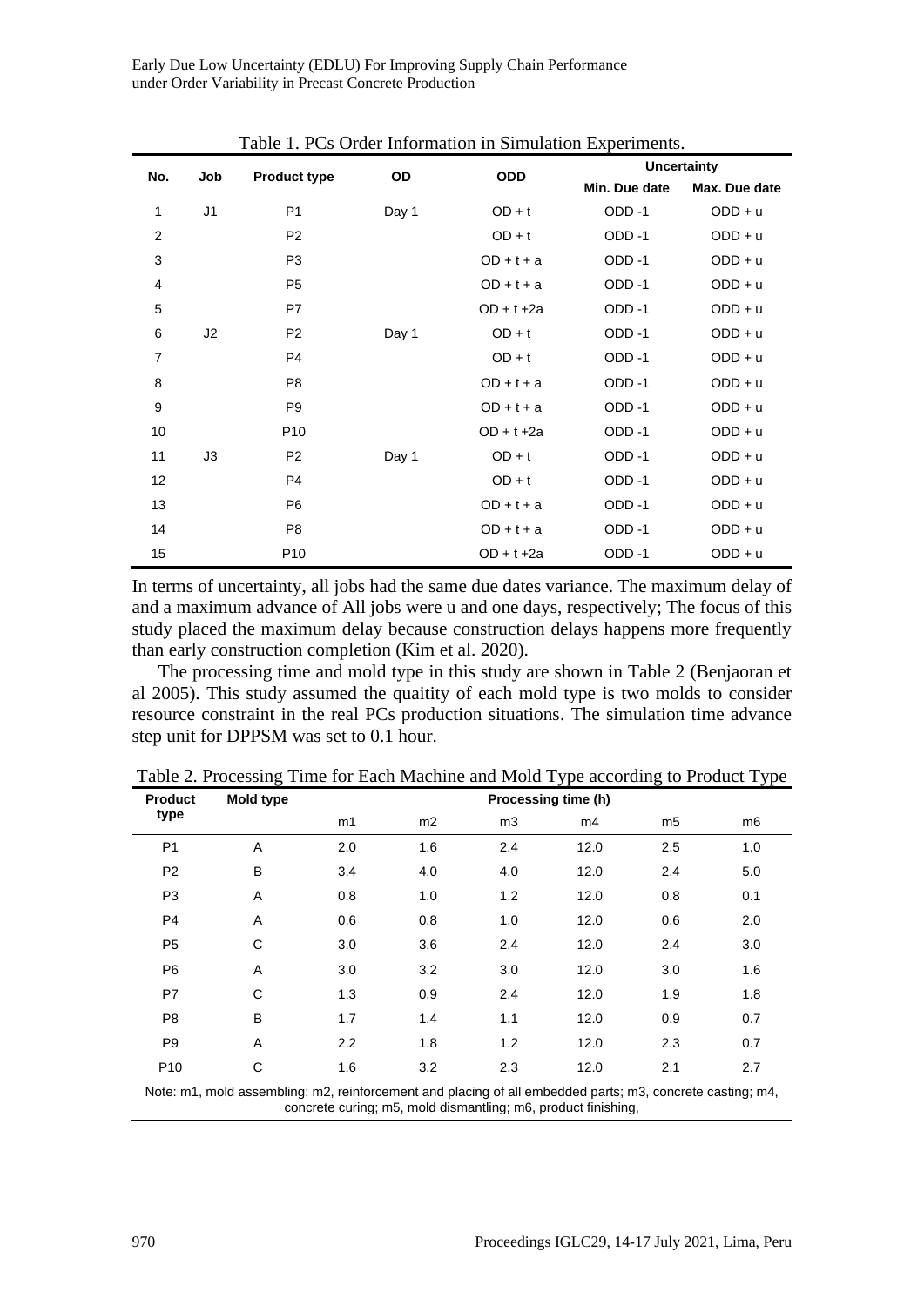Table 1. PCs Order Information in Simulation Experiments.

| No. | Job | Product type | OD | ODD | Uncertainty | |
|---|---|---|---|---|---|---|
| | | | | | Min. Due date | Max. Due date |
| 1 | J1 | P1 | Day 1 | OD + t | ODD -1 | ODD + u |
| 2 | | P2 | | OD + t | ODD -1 | ODD + u |
| 3 | | P3 | | OD + t + a | ODD -1 | ODD + u |
| 4 | | P5 | | OD + t + a | ODD -1 | ODD + u |
| 5 | | P7 | | OD + t +2a | ODD -1 | ODD + u |
| 6 | J2 | P2 | Day 1 | OD + t | ODD -1 | ODD + u |
| 7 | | P4 | | OD + t | ODD -1 | ODD + u |
| 8 | | P8 | | OD + t + a | ODD -1 | ODD + u |
| 9 | | P9 | | OD + t + a | ODD -1 | ODD + u |
| 10 | | P10 | | OD + t +2a | ODD -1 | ODD + u |
| 11 | J3 | P2 | Day 1 | OD + t | ODD -1 | ODD + u |
| 12 | | P4 | | OD + t | ODD -1 | ODD + u |
| 13 | | P6 | | OD + t + a | ODD -1 | ODD + u |
| 14 | | P8 | | OD + t + a | ODD -1 | ODD + u |
| 15 | | P10 | | OD + t +2a | ODD -1 | ODD + u |

In terms of uncertainty, all jobs had the same due dates variance. The maximum delay of and a maximum advance of All jobs were u and one days, respectively; The focus of this study placed the maximum delay because construction delays happens more frequently than early construction completion (Kim et al. 2020).

The processing time and mold type in this study are shown in Table 2 (Benjaoran et al 2005). This study assumed the quaitity of each mold type is two molds to consider resource constraint in the real PCs production situations. The simulation time advance step unit for DPPSM was set to 0.1 hour.

Table 2. Processing Time for Each Machine and Mold Type according to Product Type

| Product type | Mold type | Processing time (h) | | | | | |
|---|---|---|---|---|---|---|---|
| | | m1 | m2 | m3 | m4 | m5 | m6 |
| P1 | A | 2.0 | 1.6 | 2.4 | 12.0 | 2.5 | 1.0 |
| P2 | B | 3.4 | 4.0 | 4.0 | 12.0 | 2.4 | 5.0 |
| P3 | A | 0.8 | 1.0 | 1.2 | 12.0 | 0.8 | 0.1 |
| P4 | A | 0.6 | 0.8 | 1.0 | 12.0 | 0.6 | 2.0 |
| P5 | C | 3.0 | 3.6 | 2.4 | 12.0 | 2.4 | 3.0 |
| P6 | A | 3.0 | 3.2 | 3.0 | 12.0 | 3.0 | 1.6 |
| P7 | C | 1.3 | 0.9 | 2.4 | 12.0 | 1.9 | 1.8 |
| P8 | B | 1.7 | 1.4 | 1.1 | 12.0 | 0.9 | 0.7 |
| P9 | A | 2.2 | 1.8 | 1.2 | 12.0 | 2.3 | 0.7 |
| P10 | C | 1.6 | 3.2 | 2.3 | 12.0 | 2.1 | 2.7 |

Note: m1, mold assembling; m2, reinforcement and placing of all embedded parts; m3, concrete casting; m4, concrete curing; m5, mold dismantling; m6, product finishing,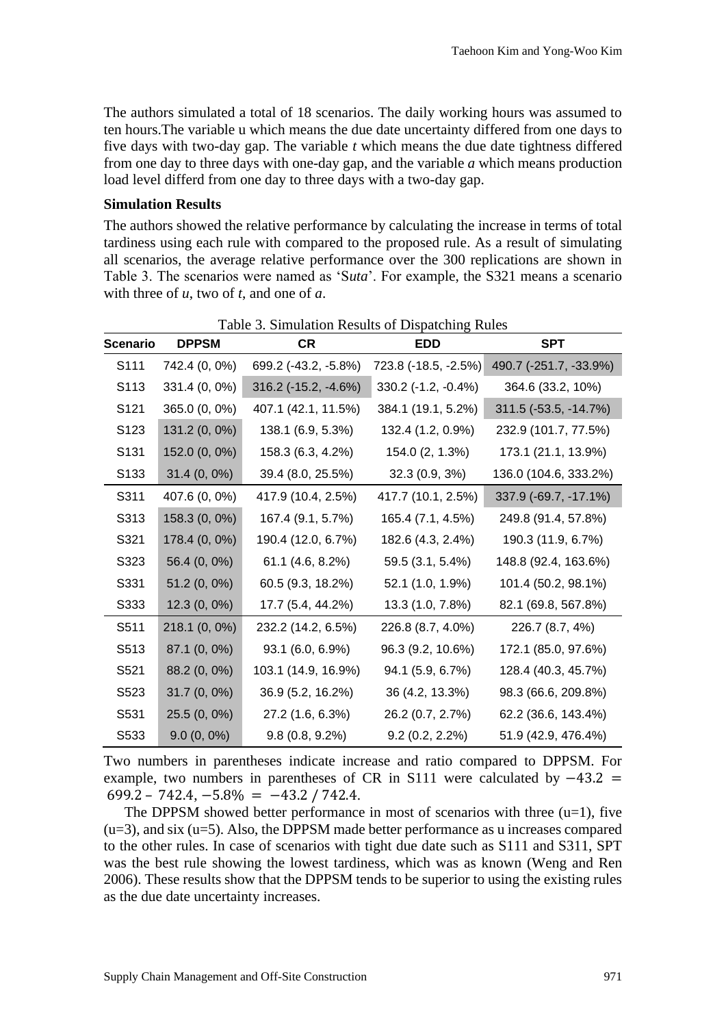The authors simulated a total of 18 scenarios. The daily working hours was assumed to ten hours.The variable u which means the due date uncertainty differed from one days to five days with two-day gap. The variable *t* which means the due date tightness differed from one day to three days with one-day gap, and the variable *a* which means production load level differd from one day to three days with a two-day gap.

**Simulation Results**

The authors showed the relative performance by calculating the increase in terms of total tardiness using each rule with compared to the proposed rule. As a result of simulating all scenarios, the average relative performance over the 300 replications are shown in Table 3. The scenarios were named as 'S*uta*'. For example, the S321 means a scenario with three of *u*, two of *t*, and one of *a*.

Table 3. Simulation Results of Dispatching Rules

| Scenario | DPPSM | CR | EDD | SPT |
|---|---|---|---|---|
| S111 | 742.4 (0, 0%) | 699.2 (-43.2, -5.8%) | 723.8 (-18.5, -2.5%) | 490.7 (-251.7, -33.9%) |
| S113 | 331.4 (0, 0%) | 316.2 (-15.2, -4.6%) | 330.2 (-1.2, -0.4%) | 364.6 (33.2, 10%) |
| S121 | 365.0 (0, 0%) | 407.1 (42.1, 11.5%) | 384.1 (19.1, 5.2%) | 311.5 (-53.5, -14.7%) |
| S123 | 131.2 (0, 0%) | 138.1 (6.9, 5.3%) | 132.4 (1.2, 0.9%) | 232.9 (101.7, 77.5%) |
| S131 | 152.0 (0, 0%) | 158.3 (6.3, 4.2%) | 154.0 (2, 1.3%) | 173.1 (21.1, 13.9%) |
| S133 | 31.4 (0, 0%) | 39.4 (8.0, 25.5%) | 32.3 (0.9, 3%) | 136.0 (104.6, 333.2%) |
| S311 | 407.6 (0, 0%) | 417.9 (10.4, 2.5%) | 417.7 (10.1, 2.5%) | 337.9 (-69.7, -17.1%) |
| S313 | 158.3 (0, 0%) | 167.4 (9.1, 5.7%) | 165.4 (7.1, 4.5%) | 249.8 (91.4, 57.8%) |
| S321 | 178.4 (0, 0%) | 190.4 (12.0, 6.7%) | 182.6 (4.3, 2.4%) | 190.3 (11.9, 6.7%) |
| S323 | 56.4 (0, 0%) | 61.1 (4.6, 8.2%) | 59.5 (3.1, 5.4%) | 148.8 (92.4, 163.6%) |
| S331 | 51.2 (0, 0%) | 60.5 (9.3, 18.2%) | 52.1 (1.0, 1.9%) | 101.4 (50.2, 98.1%) |
| S333 | 12.3 (0, 0%) | 17.7 (5.4, 44.2%) | 13.3 (1.0, 7.8%) | 82.1 (69.8, 567.8%) |
| S511 | 218.1 (0, 0%) | 232.2 (14.2, 6.5%) | 226.8 (8.7, 4.0%) | 226.7 (8.7, 4%) |
| S513 | 87.1 (0, 0%) | 93.1 (6.0, 6.9%) | 96.3 (9.2, 10.6%) | 172.1 (85.0, 97.6%) |
| S521 | 88.2 (0, 0%) | 103.1 (14.9, 16.9%) | 94.1 (5.9, 6.7%) | 128.4 (40.3, 45.7%) |
| S523 | 31.7 (0, 0%) | 36.9 (5.2, 16.2%) | 36 (4.2, 13.3%) | 98.3 (66.6, 209.8%) |
| S531 | 25.5 (0, 0%) | 27.2 (1.6, 6.3%) | 26.2 (0.7, 2.7%) | 62.2 (36.6, 143.4%) |
| S533 | 9.0 (0, 0%) | 9.8 (0.8, 9.2%) | 9.2 (0.2, 2.2%) | 51.9 (42.9, 476.4%) |

Two numbers in parentheses indicate increase and ratio compared to DPPSM. For example, two numbers in parentheses of CR in S111 were calculated by $-43.2 = 699.2 - 742.4$, $-5.8\% = -43.2 / 742.4$.

The DPPSM showed better performance in most of scenarios with three (u=1), five (u=3), and six (u=5). Also, the DPPSM made better performance as u increases compared to the other rules. In case of scenarios with tight due date such as S111 and S311, SPT was the best rule showing the lowest tardiness, which was as known (Weng and Ren 2006). These results show that the DPPSM tends to be superior to using the existing rules as the due date uncertainty increases.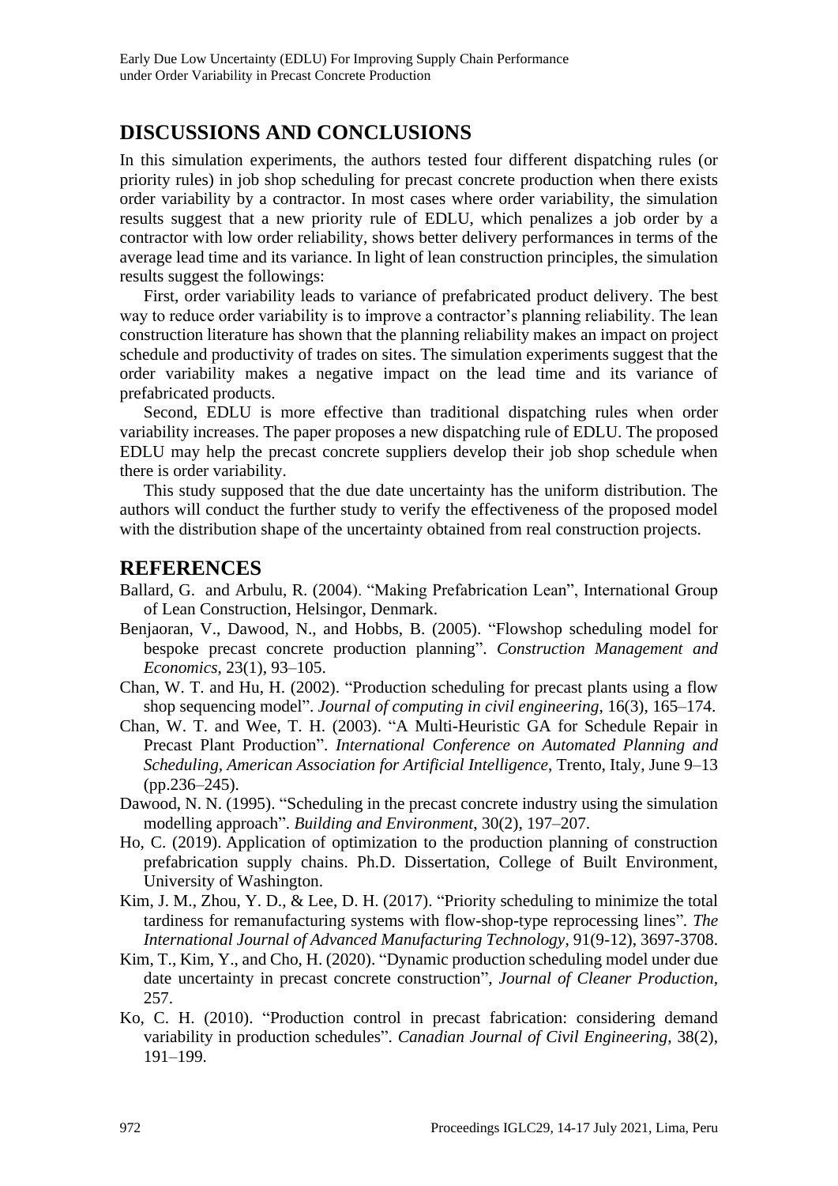## DISCUSSIONS AND CONCLUSIONS

In this simulation experiments, the authors tested four different dispatching rules (or priority rules) in job shop scheduling for precast concrete production when there exists order variability by a contractor. In most cases where order variability, the simulation results suggest that a new priority rule of EDLU, which penalizes a job order by a contractor with low order reliability, shows better delivery performances in terms of the average lead time and its variance. In light of lean construction principles, the simulation results suggest the followings:

First, order variability leads to variance of prefabricated product delivery. The best way to reduce order variability is to improve a contractor's planning reliability. The lean construction literature has shown that the planning reliability makes an impact on project schedule and productivity of trades on sites. The simulation experiments suggest that the order variability makes a negative impact on the lead time and its variance of prefabricated products.

Second, EDLU is more effective than traditional dispatching rules when order variability increases. The paper proposes a new dispatching rule of EDLU. The proposed EDLU may help the precast concrete suppliers develop their job shop schedule when there is order variability.

This study supposed that the due date uncertainty has the uniform distribution. The authors will conduct the further study to verify the effectiveness of the proposed model with the distribution shape of the uncertainty obtained from real construction projects.

## REFERENCES

Ballard, G. and Arbulu, R. (2004). "Making Prefabrication Lean", International Group of Lean Construction, Helsingor, Denmark.

Benjaoran, V., Dawood, N., and Hobbs, B. (2005). "Flowshop scheduling model for bespoke precast concrete production planning". *Construction Management and Economics*, 23(1), 93–105.

Chan, W. T. and Hu, H. (2002). "Production scheduling for precast plants using a flow shop sequencing model". *Journal of computing in civil engineering*, 16(3), 165–174.

Chan, W. T. and Wee, T. H. (2003). "A Multi-Heuristic GA for Schedule Repair in Precast Plant Production". *International Conference on Automated Planning and Scheduling, American Association for Artificial Intelligence*, Trento, Italy, June 9–13 (pp.236–245).

Dawood, N. N. (1995). "Scheduling in the precast concrete industry using the simulation modelling approach". *Building and Environment*, 30(2), 197–207.

Ho, C. (2019). Application of optimization to the production planning of construction prefabrication supply chains. Ph.D. Dissertation, College of Built Environment, University of Washington.

Kim, J. M., Zhou, Y. D., & Lee, D. H. (2017). "Priority scheduling to minimize the total tardiness for remanufacturing systems with flow-shop-type reprocessing lines". *The International Journal of Advanced Manufacturing Technology*, 91(9-12), 3697-3708.

Kim, T., Kim, Y., and Cho, H. (2020). "Dynamic production scheduling model under due date uncertainty in precast concrete construction", *Journal of Cleaner Production*, 257.

Ko, C. H. (2010). "Production control in precast fabrication: considering demand variability in production schedules". *Canadian Journal of Civil Engineering*, 38(2), 191–199.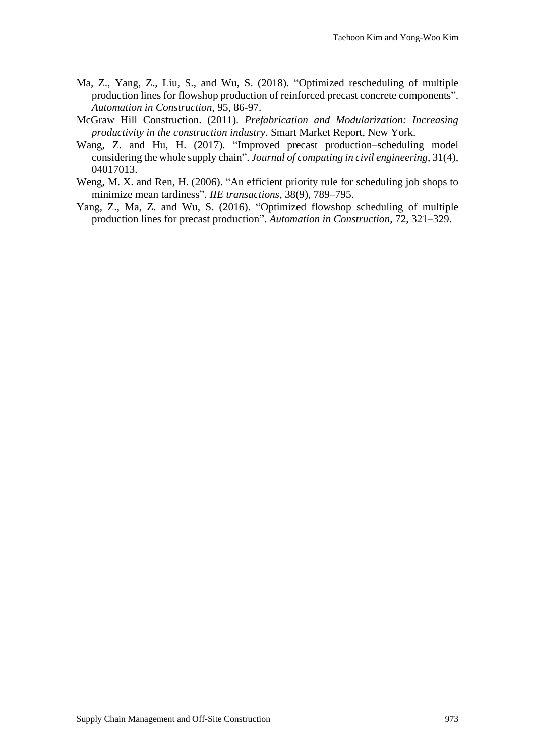Ma, Z., Yang, Z., Liu, S., and Wu, S. (2018). "Optimized rescheduling of multiple production lines for flowshop production of reinforced precast concrete components". *Automation in Construction*, 95, 86-97.

McGraw Hill Construction. (2011). *Prefabrication and Modularization: Increasing productivity in the construction industry*. Smart Market Report, New York.

Wang, Z. and Hu, H. (2017). "Improved precast production–scheduling model considering the whole supply chain". *Journal of computing in civil engineering*, 31(4), 04017013.

Weng, M. X. and Ren, H. (2006). "An efficient priority rule for scheduling job shops to minimize mean tardiness". *IIE transactions*, 38(9), 789–795.

Yang, Z., Ma, Z. and Wu, S. (2016). "Optimized flowshop scheduling of multiple production lines for precast production". *Automation in Construction*, 72, 321–329.